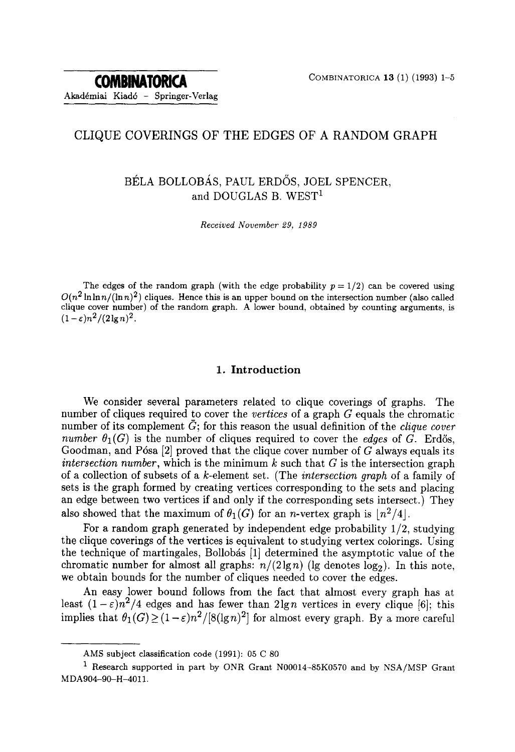# CLIQUE COVERINGS OF THE EDGES OF A RANDOM GRAPH

BÉLA BOLLOBÁS, PAUL ERDŐS, JOEL SPENCER, and DOUGLAS B. WEST[1]

*Received November 29, 1989*

The edges of the random graph (with the edge probability $p = 1/2$) can be covered using $O(n^2 \ln\ln n/(\ln n)^2)$ cliques. Hence this is an upper bound on the intersection number (also called clique cover number) of the random graph. A lower bound, obtained by counting arguments, is $(1-\varepsilon)n^2/(2\lg n)^2$.

## 1. Introduction

We consider several parameters related to clique coverings of graphs. The number of cliques required to cover the *vertices* of a graph $G$ equals the chromatic number of its complement $\bar{G}$; for this reason the usual definition of the *clique cover number* $\theta_1(G)$ is the number of cliques required to cover the *edges* of $G$. Erdős, Goodman, and Pósa [2] proved that the clique cover number of $G$ always equals its *intersection number*, which is the minimum $k$ such that $G$ is the intersection graph of a collection of subsets of a $k$-element set. (The *intersection graph* of a family of sets is the graph formed by creating vertices corresponding to the sets and placing an edge between two vertices if and only if the corresponding sets intersect.) They also showed that the maximum of $\theta_1(G)$ for an $n$-vertex graph is $\lfloor n^2/4 \rfloor$.

For a random graph generated by independent edge probability 1/2, studying the clique coverings of the vertices is equivalent to studying vertex colorings. Using the technique of martingales, Bollobás [1] determined the asymptotic value of the chromatic number for almost all graphs: $n/(2\lg n)$ (lg denotes $\log_2$). In this note, we obtain bounds for the number of cliques needed to cover the edges.

An easy lower bound follows from the fact that almost every graph has at least $(1-\varepsilon)n^2/4$ edges and has fewer than $2\lg n$ vertices in every clique [6]; this implies that $\theta_1(G) \geq (1-\varepsilon)n^2/[8(\lg n)^2]$ for almost every graph. By a more careful

AMS subject classification code (1991): 05 C 80

[1] Research supported in part by ONR Grant N00014-85K0570 and by NSA/MSP Grant MDA904-90-H-4011.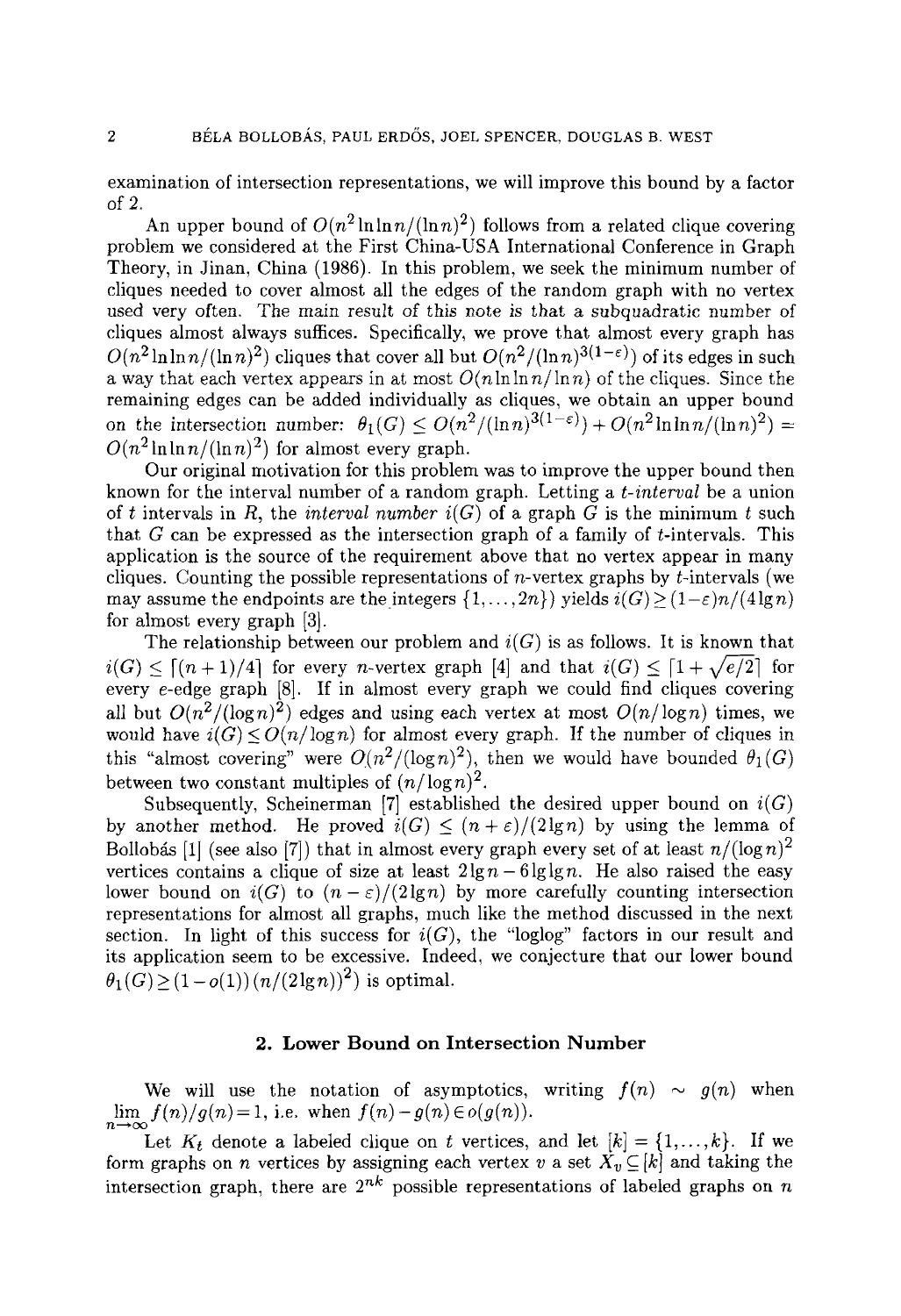examination of intersection representations, we will improve this bound by a factor of 2.

An upper bound of $O(n^2 \ln\ln n/(\ln n)^2)$ follows from a related clique covering problem we considered at the First China-USA International Conference in Graph Theory, in Jinan, China (1986). In this problem, we seek the minimum number of cliques needed to cover almost all the edges of the random graph with no vertex used very often. The main result of this note is that a subquadratic number of cliques almost always suffices. Specifically, we prove that almost every graph has $O(n^2 \ln\ln n/(\ln n)^2)$ cliques that cover all but $O(n^2/(\ln n)^{3(1-\varepsilon)})$ of its edges in such a way that each vertex appears in at most $O(n \ln\ln n/\ln n)$ of the cliques. Since the remaining edges can be added individually as cliques, we obtain an upper bound on the intersection number: $\theta_1(G) \le O(n^2/(\ln n)^{3(1-\varepsilon)}) + O(n^2 \ln\ln n/(\ln n)^2) = O(n^2 \ln\ln n/(\ln n)^2)$ for almost every graph.

Our original motivation for this problem was to improve the upper bound then known for the interval number of a random graph. Letting a *t-interval* be a union of $t$ intervals in $R$, the *interval number* $i(G)$ of a graph $G$ is the minimum $t$ such that $G$ can be expressed as the intersection graph of a family of $t$-intervals. This application is the source of the requirement above that no vertex appear in many cliques. Counting the possible representations of $n$-vertex graphs by $t$-intervals (we may assume the endpoints are the integers $\{1,\ldots,2n\}$) yields $i(G) \ge (1-\varepsilon)n/(4\lg n)$ for almost every graph [3].

The relationship between our problem and $i(G)$ is as follows. It is known that $i(G) \le \lceil (n+1)/4 \rceil$ for every $n$-vertex graph [4] and that $i(G) \le \lceil 1+\sqrt{e/2} \rceil$ for every $e$-edge graph [8]. If in almost every graph we could find cliques covering all but $O(n^2/(\log n)^2)$ edges and using each vertex at most $O(n/\log n)$ times, we would have $i(G) \le O(n/\log n)$ for almost every graph. If the number of cliques in this "almost covering" were $O(n^2/(\log n)^2)$, then we would have bounded $\theta_1(G)$ between two constant multiples of $(n/\log n)^2$.

Subsequently, Scheinerman [7] established the desired upper bound on $i(G)$ by another method. He proved $i(G) \le (n+\varepsilon)/(2\lg n)$ by using the lemma of Bollobás [1] (see also [7]) that in almost every graph every set of at least $n/(\log n)^2$ vertices contains a clique of size at least $2\lg n - 6\lg\lg n$. He also raised the easy lower bound on $i(G)$ to $(n-\varepsilon)/(2\lg n)$ by more carefully counting intersection representations for almost all graphs, much like the method discussed in the next section. In light of this success for $i(G)$, the "loglog" factors in our result and its application seem to be excessive. Indeed, we conjecture that our lower bound $\theta_1(G) \ge (1-o(1))\,(n/(2\lg n))^2)$ is optimal.

## 2. Lower Bound on Intersection Number

We will use the notation of asymptotics, writing $f(n) \sim g(n)$ when $\lim_{n\to\infty} f(n)/g(n) = 1$, i.e. when $f(n) - g(n) \in o(g(n))$.

Let $K_t$ denote a labeled clique on $t$ vertices, and let $[k] = \{1,\ldots,k\}$. If we form graphs on $n$ vertices by assigning each vertex $v$ a set $X_v \subseteq [k]$ and taking the intersection graph, there are $2^{nk}$ possible representations of labeled graphs on $n$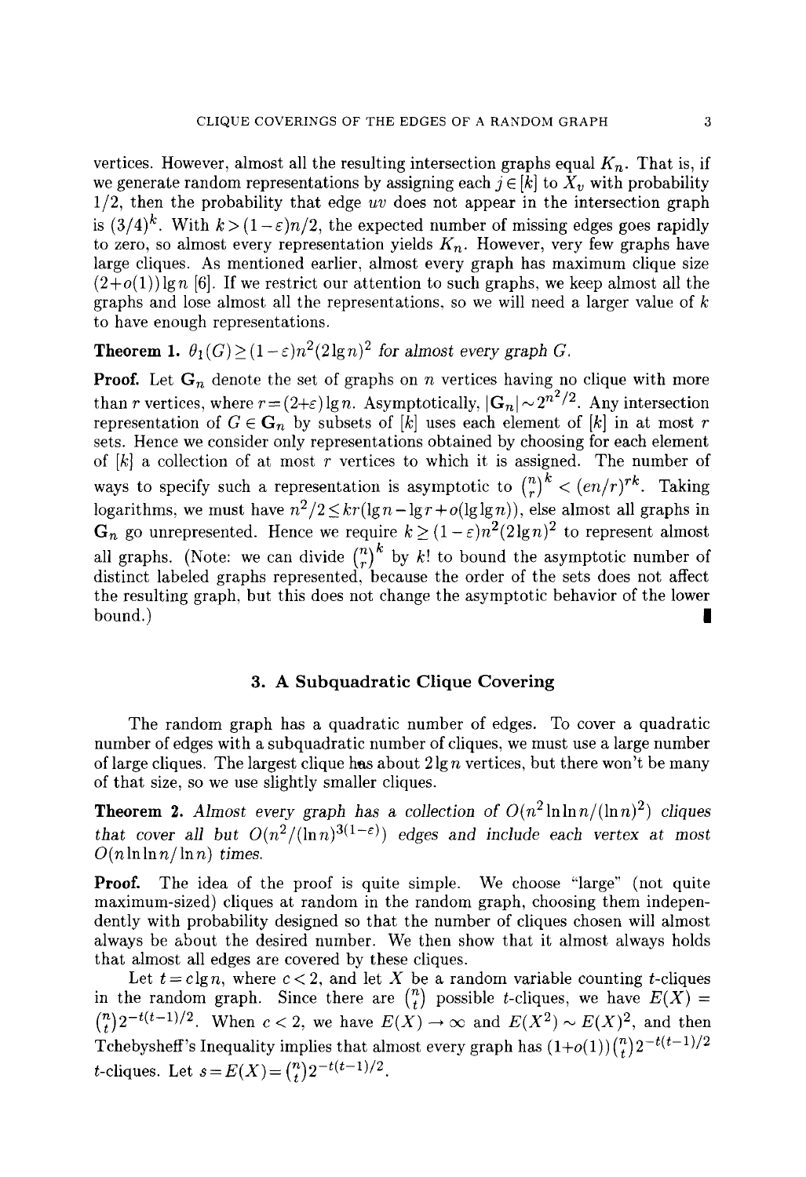vertices. However, almost all the resulting intersection graphs equal $K_n$. That is, if we generate random representations by assigning each $j \in [k]$ to $X_v$ with probability 1/2, then the probability that edge $uv$ does not appear in the intersection graph is $(3/4)^k$. With $k > (1-\varepsilon)n/2$, the expected number of missing edges goes rapidly to zero, so almost every representation yields $K_n$. However, very few graphs have large cliques. As mentioned earlier, almost every graph has maximum clique size $(2+o(1))\lg n$ [6]. If we restrict our attention to such graphs, we keep almost all the graphs and lose almost all the representations, so we will need a larger value of $k$ to have enough representations.

**Theorem 1.** *$\theta_1(G) \geq (1-\varepsilon)n^2(2\lg n)^2$ for almost every graph $G$.*

**Proof.** Let $\mathbf{G}_n$ denote the set of graphs on $n$ vertices having no clique with more than $r$ vertices, where $r = (2+\varepsilon)\lg n$. Asymptotically, $|\mathbf{G}_n| \sim 2^{n^2/2}$. Any intersection representation of $G \in \mathbf{G}_n$ by subsets of $[k]$ uses each element of $[k]$ in at most $r$ sets. Hence we consider only representations obtained by choosing for each element of $[k]$ a collection of at most $r$ vertices to which it is assigned. The number of ways to specify such a representation is asymptotic to $\binom{n}{r}^k < (en/r)^{rk}$. Taking logarithms, we must have $n^2/2 \leq kr(\lg n - \lg r + o(\lg\lg n))$, else almost all graphs in $\mathbf{G}_n$ go unrepresented. Hence we require $k \geq (1-\varepsilon)n^2(2\lg n)^2$ to represent almost all graphs. (Note: we can divide $\binom{n}{r}^k$ by $k!$ to bound the asymptotic number of distinct labeled graphs represented, because the order of the sets does not affect the resulting graph, but this does not change the asymptotic behavior of the lower bound.) ∎

## 3. A Subquadratic Clique Covering

The random graph has a quadratic number of edges. To cover a quadratic number of edges with a subquadratic number of cliques, we must use a large number of large cliques. The largest clique has about $2\lg n$ vertices, but there won't be many of that size, so we use slightly smaller cliques.

**Theorem 2.** *Almost every graph has a collection of $O(n^2 \ln\ln n/(\ln n)^2)$ cliques that cover all but $O(n^2/(\ln n)^{3(1-\varepsilon)})$ edges and include each vertex at most $O(n \ln\ln n/\ln n)$ times.*

**Proof.** The idea of the proof is quite simple. We choose "large" (not quite maximum-sized) cliques at random in the random graph, choosing them independently with probability designed so that the number of cliques chosen will almost always be about the desired number. We then show that it almost always holds that almost all edges are covered by these cliques.

Let $t = c\lg n$, where $c < 2$, and let $X$ be a random variable counting $t$-cliques in the random graph. Since there are $\binom{n}{t}$ possible $t$-cliques, we have $E(X) = \binom{n}{t}2^{-t(t-1)/2}$. When $c < 2$, we have $E(X) \to \infty$ and $E(X^2) \sim E(X)^2$, and then Tchebysheff's Inequality implies that almost every graph has $(1+o(1))\binom{n}{t}2^{-t(t-1)/2}$ $t$-cliques. Let $s = E(X) = \binom{n}{t}2^{-t(t-1)/2}$.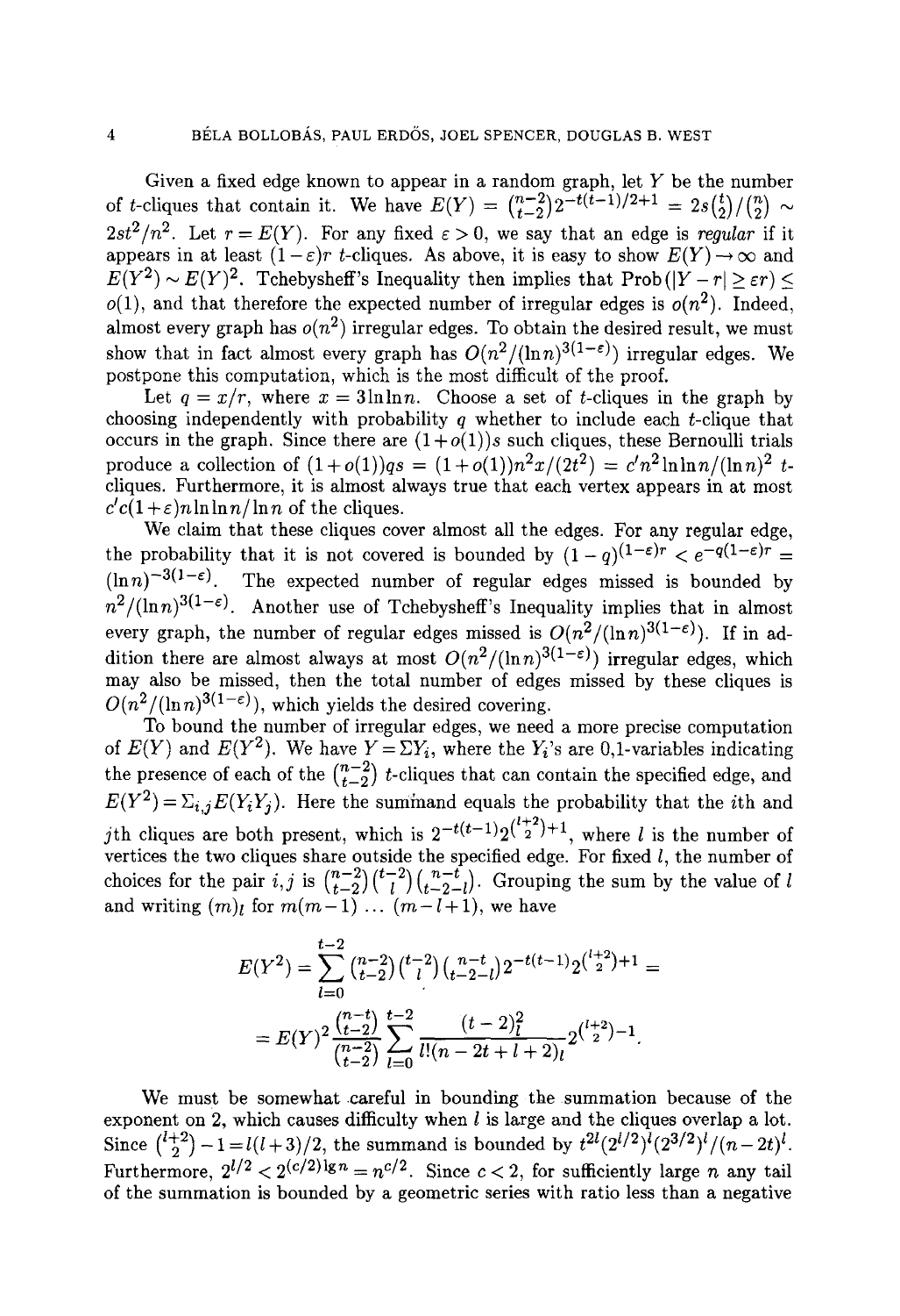Given a fixed edge known to appear in a random graph, let $Y$ be the number of $t$-cliques that contain it. We have $E(Y) = \binom{n-2}{t-2}2^{-t(t-1)/2+1} = 2s\binom{t}{2}/\binom{n}{2} \sim 2st^2/n^2$. Let $r = E(Y)$. For any fixed $\varepsilon > 0$, we say that an edge is *regular* if it appears in at least $(1-\varepsilon)r$ $t$-cliques. As above, it is easy to show $E(Y) \to \infty$ and $E(Y^2) \sim E(Y)^2$. Tchebysheff's Inequality then implies that $\text{Prob}(|Y-r| \geq \varepsilon r) \leq o(1)$, and that therefore the expected number of irregular edges is $o(n^2)$. Indeed, almost every graph has $o(n^2)$ irregular edges. To obtain the desired result, we must show that in fact almost every graph has $O(n^2/(\ln n)^{3(1-\varepsilon)})$ irregular edges. We postpone this computation, which is the most difficult of the proof.

Let $q = x/r$, where $x = 3\ln\ln n$. Choose a set of $t$-cliques in the graph by choosing independently with probability $q$ whether to include each $t$-clique that occurs in the graph. Since there are $(1+o(1))s$ such cliques, these Bernoulli trials produce a collection of $(1+o(1))qs = (1+o(1))n^2x/(2t^2) = c'n^2\ln\ln n/(\ln n)^2$ $t$-cliques. Furthermore, it is almost always true that each vertex appears in at most $c'c(1+\varepsilon)n\ln\ln n/\ln n$ of the cliques.

We claim that these cliques cover almost all the edges. For any regular edge, the probability that it is not covered is bounded by $(1-q)^{(1-\varepsilon)r} < e^{-q(1-\varepsilon)r} = (\ln n)^{-3(1-\varepsilon)}$. The expected number of regular edges missed is bounded by $n^2/(\ln n)^{3(1-\varepsilon)}$. Another use of Tchebysheff's Inequality implies that in almost every graph, the number of regular edges missed is $O(n^2/(\ln n)^{3(1-\varepsilon)})$. If in addition there are almost always at most $O(n^2/(\ln n)^{3(1-\varepsilon)})$ irregular edges, which may also be missed, then the total number of edges missed by these cliques is $O(n^2/(\ln n)^{3(1-\varepsilon)})$, which yields the desired covering.

To bound the number of irregular edges, we need a more precise computation of $E(Y)$ and $E(Y^2)$. We have $Y = \Sigma Y_i$, where the $Y_i$'s are 0,1-variables indicating the presence of each of the $\binom{n-2}{t-2}$ $t$-cliques that can contain the specified edge, and $E(Y^2) = \Sigma_{i,j}E(Y_iY_j)$. Here the summand equals the probability that the $i$th and $j$th cliques are both present, which is $2^{-t(t-1)}2^{\binom{l+2}{2}+1}$, where $l$ is the number of vertices the two cliques share outside the specified edge. For fixed $l$, the number of choices for the pair $i,j$ is $\binom{n-2}{t-2}\binom{t-2}{l}\binom{n-t}{t-2-l}$. Grouping the sum by the value of $l$ and writing $(m)_l$ for $m(m-1)\,\ldots\,(m-l+1)$, we have

$$E(Y^2) = \sum_{l=0}^{t-2}\binom{n-2}{t-2}\binom{t-2}{l}\binom{n-t}{t-2-l}2^{-t(t-1)}2^{\binom{l+2}{2}+1} =$$

$$= E(Y)^2\frac{\binom{n-t}{t-2}}{\binom{n-2}{t-2}}\sum_{l=0}^{t-2}\frac{(t-2)_l^2}{l!(n-2t+l+2)_l}2^{\binom{l+2}{2}-1}.$$

We must be somewhat careful in bounding the summation because of the exponent on 2, which causes difficulty when $l$ is large and the cliques overlap a lot. Since $\binom{l+2}{2}-1 = l(l+3)/2$, the summand is bounded by $t^{2l}(2^{l/2})^l(2^{3/2})^l/(n-2t)^l$. Furthermore, $2^{l/2} < 2^{(c/2)\lg n} = n^{c/2}$. Since $c < 2$, for sufficiently large $n$ any tail of the summation is bounded by a geometric series with ratio less than a negative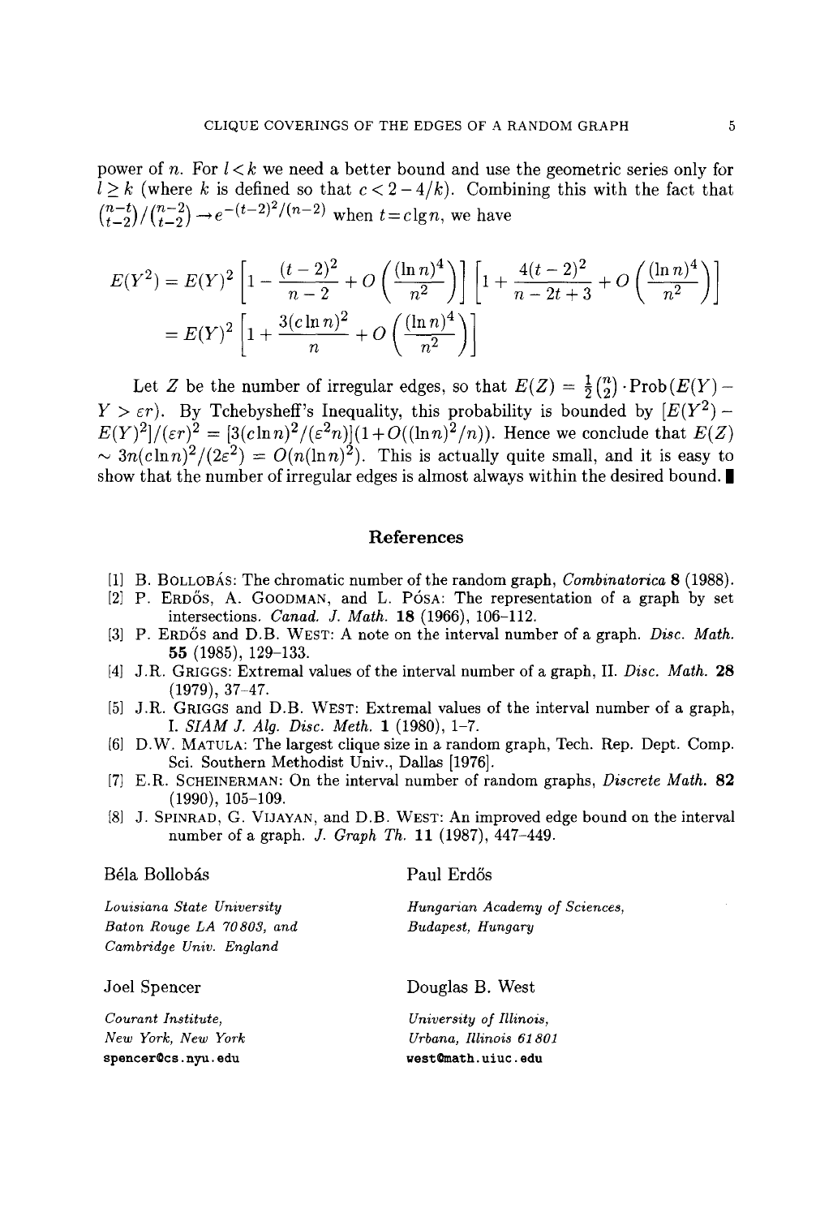power of $n$. For $l<k$ we need a better bound and use the geometric series only for $l \geq k$ (where $k$ is defined so that $c<2-4/k$). Combining this with the fact that $\binom{n-t}{t-2}/\binom{n-2}{t-2} \to e^{-(t-2)^2/(n-2)}$ when $t = c\lg n$, we have

$$E(Y^2) = E(Y)^2 \left[1 - \frac{(t-2)^2}{n-2} + O\left(\frac{(\ln n)^4}{n^2}\right)\right]\left[1 + \frac{4(t-2)^2}{n-2t+3} + O\left(\frac{(\ln n)^4}{n^2}\right)\right]$$
$$= E(Y)^2\left[1 + \frac{3(c\ln n)^2}{n} + O\left(\frac{(\ln n)^4}{n^2}\right)\right]$$

Let $Z$ be the number of irregular edges, so that $E(Z) = \frac{1}{2}\binom{n}{2} \cdot \text{Prob}(E(Y) - Y > \varepsilon r)$. By Tchebysheff's Inequality, this probability is bounded by $[E(Y^2) - E(Y)^2]/(\varepsilon r)^2 = [3(c\ln n)^2/(\varepsilon^2 n)](1+O((\ln n)^2/n))$. Hence we conclude that $E(Z) \sim 3n(c\ln n)^2/(2\varepsilon^2) = O(n(\ln n)^2)$. This is actually quite small, and it is easy to show that the number of irregular edges is almost always within the desired bound. ∎

## References

[1] B. Bollobás: The chromatic number of the random graph, *Combinatorica* **8** (1988).

[2] P. Erdős, A. Goodman, and L. Pósa: The representation of a graph by set intersections. *Canad. J. Math.* **18** (1966), 106–112.

[3] P. Erdős and D.B. West: A note on the interval number of a graph. *Disc. Math.* **55** (1985), 129–133.

[4] J.R. Griggs: Extremal values of the interval number of a graph, II. *Disc. Math.* **28** (1979), 37–47.

[5] J.R. Griggs and D.B. West: Extremal values of the interval number of a graph, I. *SIAM J. Alg. Disc. Meth.* **1** (1980), 1–7.

[6] D.W. Matula: The largest clique size in a random graph, Tech. Rep. Dept. Comp. Sci. Southern Methodist Univ., Dallas [1976].

[7] E.R. Scheinerman: On the interval number of random graphs, *Discrete Math.* **82** (1990), 105–109.

[8] J. Spinrad, G. Vijayan, and D.B. West: An improved edge bound on the interval number of a graph. *J. Graph Th.* **11** (1987), 447–449.

Béla Bollobás

*Louisiana State University*
*Baton Rouge LA 70803, and*
*Cambridge Univ. England*

Paul Erdős

*Hungarian Academy of Sciences,*
*Budapest, Hungary*

Joel Spencer

*Courant Institute,*
*New York, New York*
spencer@cs.nyu.edu

Douglas B. West

*University of Illinois,*
*Urbana, Illinois 61801*
west@math.uiuc.edu